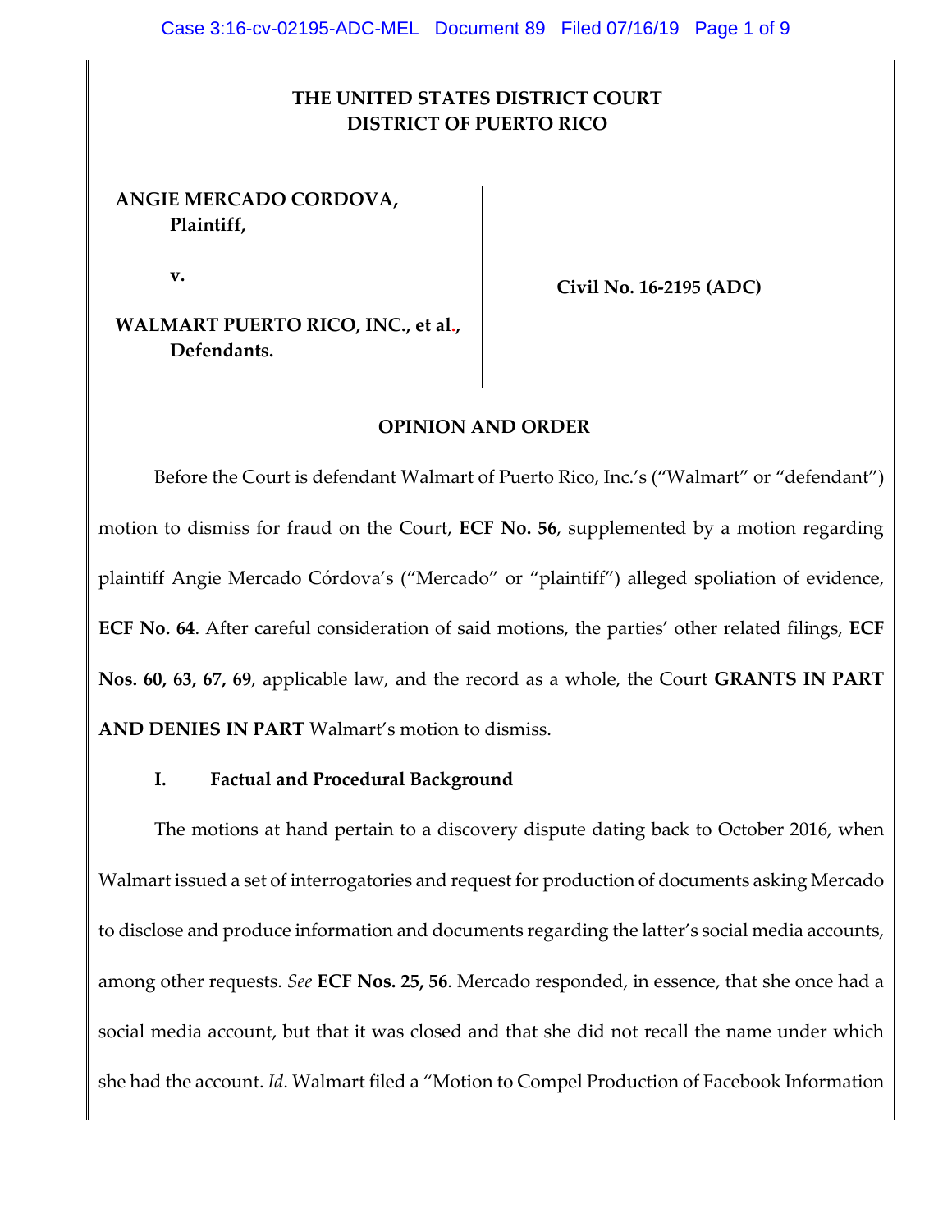**THE UNITED STATES DISTRICT COURT**
**DISTRICT OF PUERTO RICO**

**ANGIE MERCADO CORDOVA,**
**Plaintiff,**

**v.**

**WALMART PUERTO RICO, INC., et al., Defendants.**

**Civil No. 16-2195 (ADC)**

**OPINION AND ORDER**

Before the Court is defendant Walmart of Puerto Rico, Inc.'s ("Walmart" or "defendant") motion to dismiss for fraud on the Court, **ECF No. 56**, supplemented by a motion regarding plaintiff Angie Mercado Córdova's ("Mercado" or "plaintiff") alleged spoliation of evidence, **ECF No. 64**. After careful consideration of said motions, the parties' other related filings, **ECF Nos. 60, 63, 67, 69**, applicable law, and the record as a whole, the Court **GRANTS IN PART AND DENIES IN PART** Walmart's motion to dismiss.

## I. Factual and Procedural Background

The motions at hand pertain to a discovery dispute dating back to October 2016, when Walmart issued a set of interrogatories and request for production of documents asking Mercado to disclose and produce information and documents regarding the latter's social media accounts, among other requests. *See* **ECF Nos. 25, 56**. Mercado responded, in essence, that she once had a social media account, but that it was closed and that she did not recall the name under which she had the account. *Id*. Walmart filed a "Motion to Compel Production of Facebook Information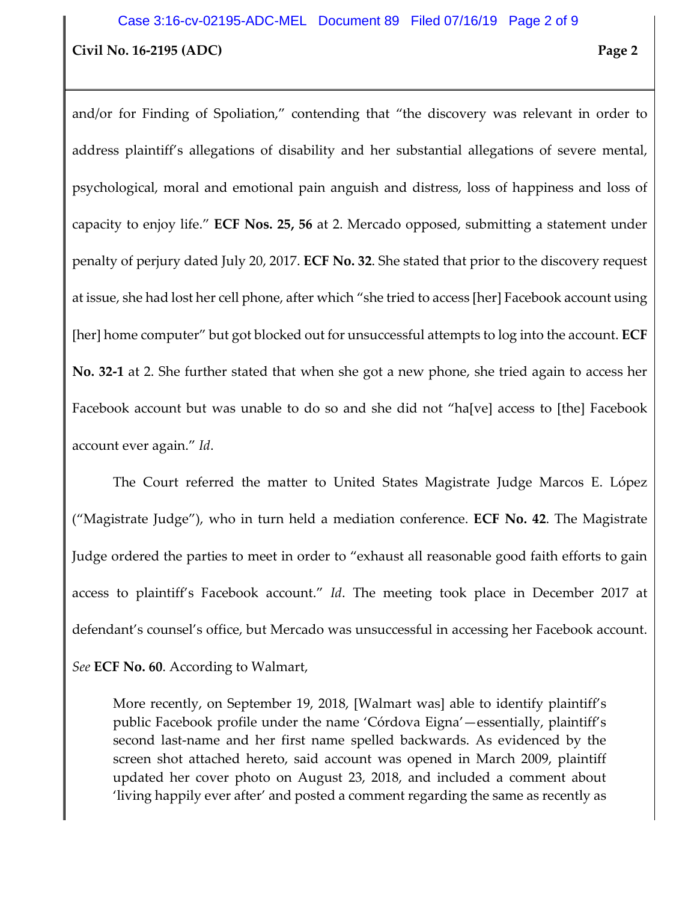and/or for Finding of Spoliation," contending that "the discovery was relevant in order to address plaintiff's allegations of disability and her substantial allegations of severe mental, psychological, moral and emotional pain anguish and distress, loss of happiness and loss of capacity to enjoy life." **ECF Nos. 25, 56** at 2. Mercado opposed, submitting a statement under penalty of perjury dated July 20, 2017. **ECF No. 32**. She stated that prior to the discovery request at issue, she had lost her cell phone, after which "she tried to access [her] Facebook account using [her] home computer" but got blocked out for unsuccessful attempts to log into the account. **ECF No. 32-1** at 2. She further stated that when she got a new phone, she tried again to access her Facebook account but was unable to do so and she did not "ha[ve] access to [the] Facebook account ever again." *Id*.

The Court referred the matter to United States Magistrate Judge Marcos E. López ("Magistrate Judge"), who in turn held a mediation conference. **ECF No. 42**. The Magistrate Judge ordered the parties to meet in order to "exhaust all reasonable good faith efforts to gain access to plaintiff's Facebook account." *Id*. The meeting took place in December 2017 at defendant's counsel's office, but Mercado was unsuccessful in accessing her Facebook account. *See* **ECF No. 60**. According to Walmart,

> More recently, on September 19, 2018, [Walmart was] able to identify plaintiff's public Facebook profile under the name 'Córdova Eigna'—essentially, plaintiff's second last-name and her first name spelled backwards. As evidenced by the screen shot attached hereto, said account was opened in March 2009, plaintiff updated her cover photo on August 23, 2018, and included a comment about 'living happily ever after' and posted a comment regarding the same as recently as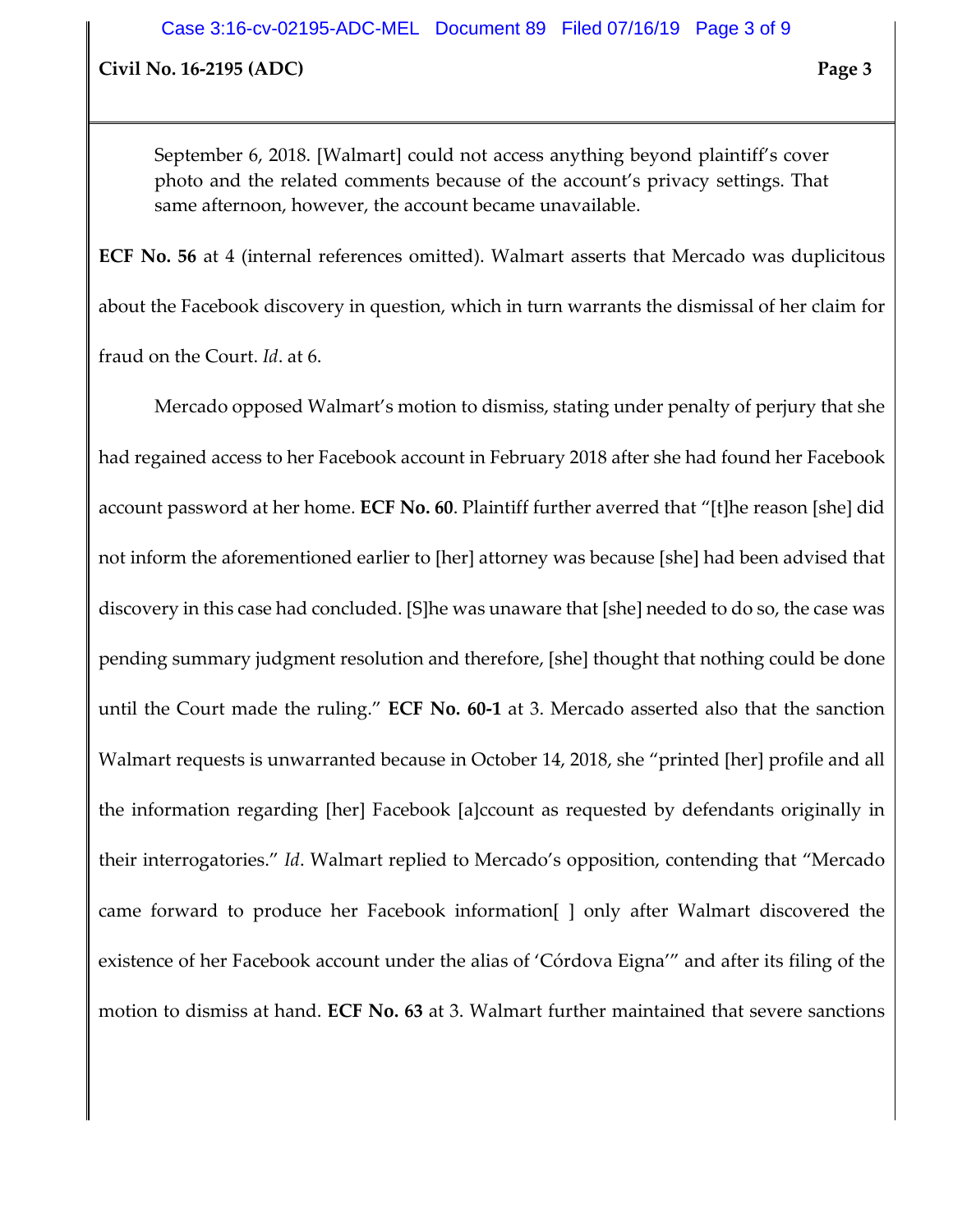> September 6, 2018. [Walmart] could not access anything beyond plaintiff's cover photo and the related comments because of the account's privacy settings. That same afternoon, however, the account became unavailable.

**ECF No. 56** at 4 (internal references omitted). Walmart asserts that Mercado was duplicitous about the Facebook discovery in question, which in turn warrants the dismissal of her claim for fraud on the Court. *Id*. at 6.

Mercado opposed Walmart's motion to dismiss, stating under penalty of perjury that she had regained access to her Facebook account in February 2018 after she had found her Facebook account password at her home. **ECF No. 60**. Plaintiff further averred that "[t]he reason [she] did not inform the aforementioned earlier to [her] attorney was because [she] had been advised that discovery in this case had concluded. [S]he was unaware that [she] needed to do so, the case was pending summary judgment resolution and therefore, [she] thought that nothing could be done until the Court made the ruling." **ECF No. 60-1** at 3. Mercado asserted also that the sanction Walmart requests is unwarranted because in October 14, 2018, she "printed [her] profile and all the information regarding [her] Facebook [a]ccount as requested by defendants originally in their interrogatories." *Id*. Walmart replied to Mercado's opposition, contending that "Mercado came forward to produce her Facebook information[ ] only after Walmart discovered the existence of her Facebook account under the alias of 'Córdova Eigna'" and after its filing of the motion to dismiss at hand. **ECF No. 63** at 3. Walmart further maintained that severe sanctions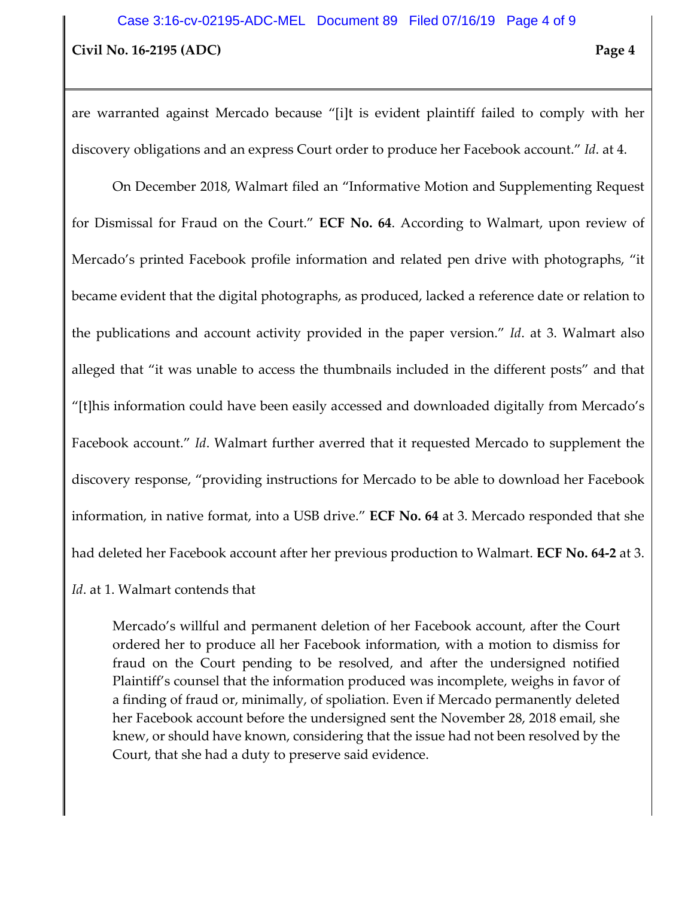are warranted against Mercado because "[i]t is evident plaintiff failed to comply with her discovery obligations and an express Court order to produce her Facebook account." *Id*. at 4.

On December 2018, Walmart filed an "Informative Motion and Supplementing Request for Dismissal for Fraud on the Court." **ECF No. 64**. According to Walmart, upon review of Mercado's printed Facebook profile information and related pen drive with photographs, "it became evident that the digital photographs, as produced, lacked a reference date or relation to the publications and account activity provided in the paper version." *Id*. at 3. Walmart also alleged that "it was unable to access the thumbnails included in the different posts" and that "[t]his information could have been easily accessed and downloaded digitally from Mercado's Facebook account." *Id*. Walmart further averred that it requested Mercado to supplement the discovery response, "providing instructions for Mercado to be able to download her Facebook information, in native format, into a USB drive." **ECF No. 64** at 3. Mercado responded that she had deleted her Facebook account after her previous production to Walmart. **ECF No. 64-2** at 3. *Id*. at 1. Walmart contends that

> Mercado's willful and permanent deletion of her Facebook account, after the Court ordered her to produce all her Facebook information, with a motion to dismiss for fraud on the Court pending to be resolved, and after the undersigned notified Plaintiff's counsel that the information produced was incomplete, weighs in favor of a finding of fraud or, minimally, of spoliation. Even if Mercado permanently deleted her Facebook account before the undersigned sent the November 28, 2018 email, she knew, or should have known, considering that the issue had not been resolved by the Court, that she had a duty to preserve said evidence.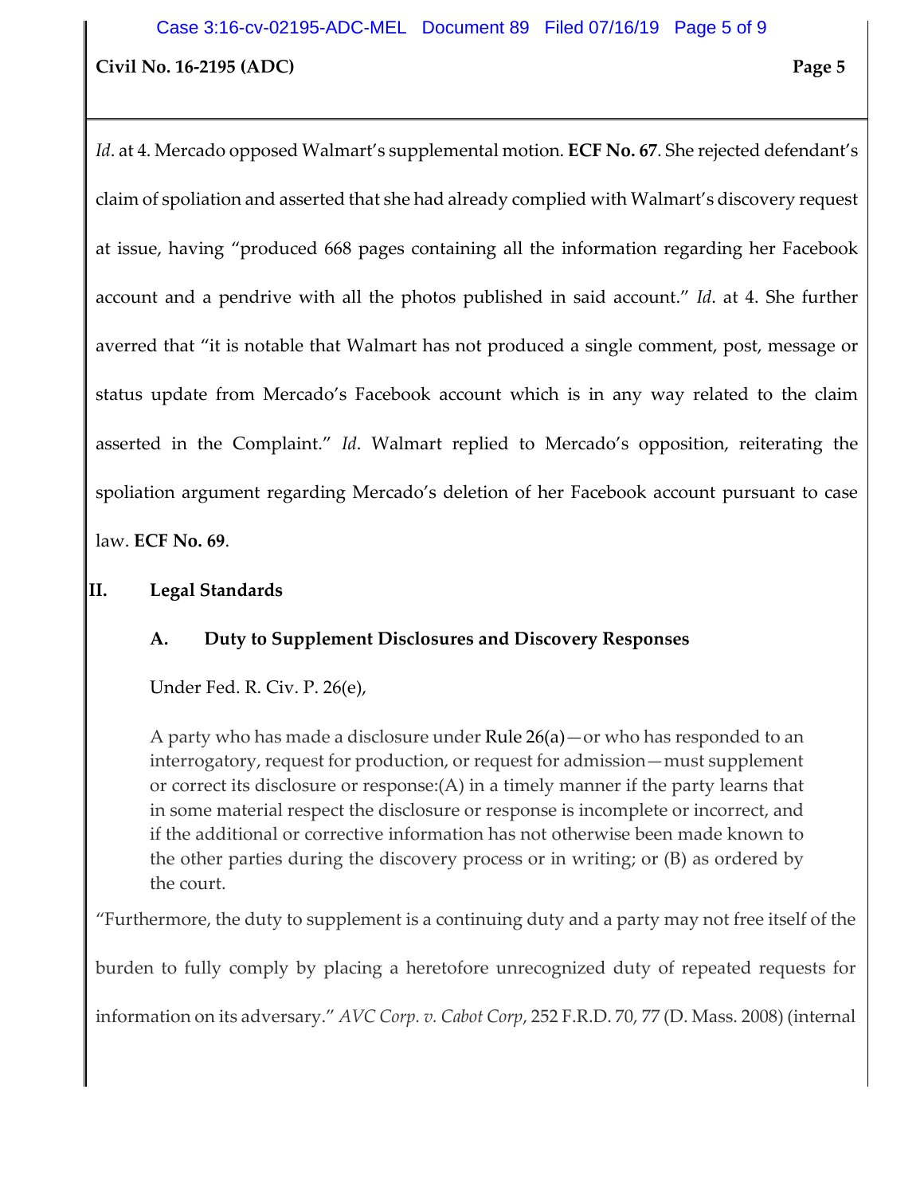*Id*. at 4. Mercado opposed Walmart's supplemental motion. **ECF No. 67**. She rejected defendant's claim of spoliation and asserted that she had already complied with Walmart's discovery request at issue, having "produced 668 pages containing all the information regarding her Facebook account and a pendrive with all the photos published in said account." *Id*. at 4. She further averred that "it is notable that Walmart has not produced a single comment, post, message or status update from Mercado's Facebook account which is in any way related to the claim asserted in the Complaint." *Id*. Walmart replied to Mercado's opposition, reiterating the spoliation argument regarding Mercado's deletion of her Facebook account pursuant to case law. **ECF No. 69**.

## II. Legal Standards

### A. Duty to Supplement Disclosures and Discovery Responses

Under Fed. R. Civ. P. 26(e),

> A party who has made a disclosure under Rule 26(a)—or who has responded to an interrogatory, request for production, or request for admission—must supplement or correct its disclosure or response:(A) in a timely manner if the party learns that in some material respect the disclosure or response is incomplete or incorrect, and if the additional or corrective information has not otherwise been made known to the other parties during the discovery process or in writing; or (B) as ordered by the court.

"Furthermore, the duty to supplement is a continuing duty and a party may not free itself of the burden to fully comply by placing a heretofore unrecognized duty of repeated requests for information on its adversary." *AVC Corp. v. Cabot Corp*, 252 F.R.D. 70, 77 (D. Mass. 2008) (internal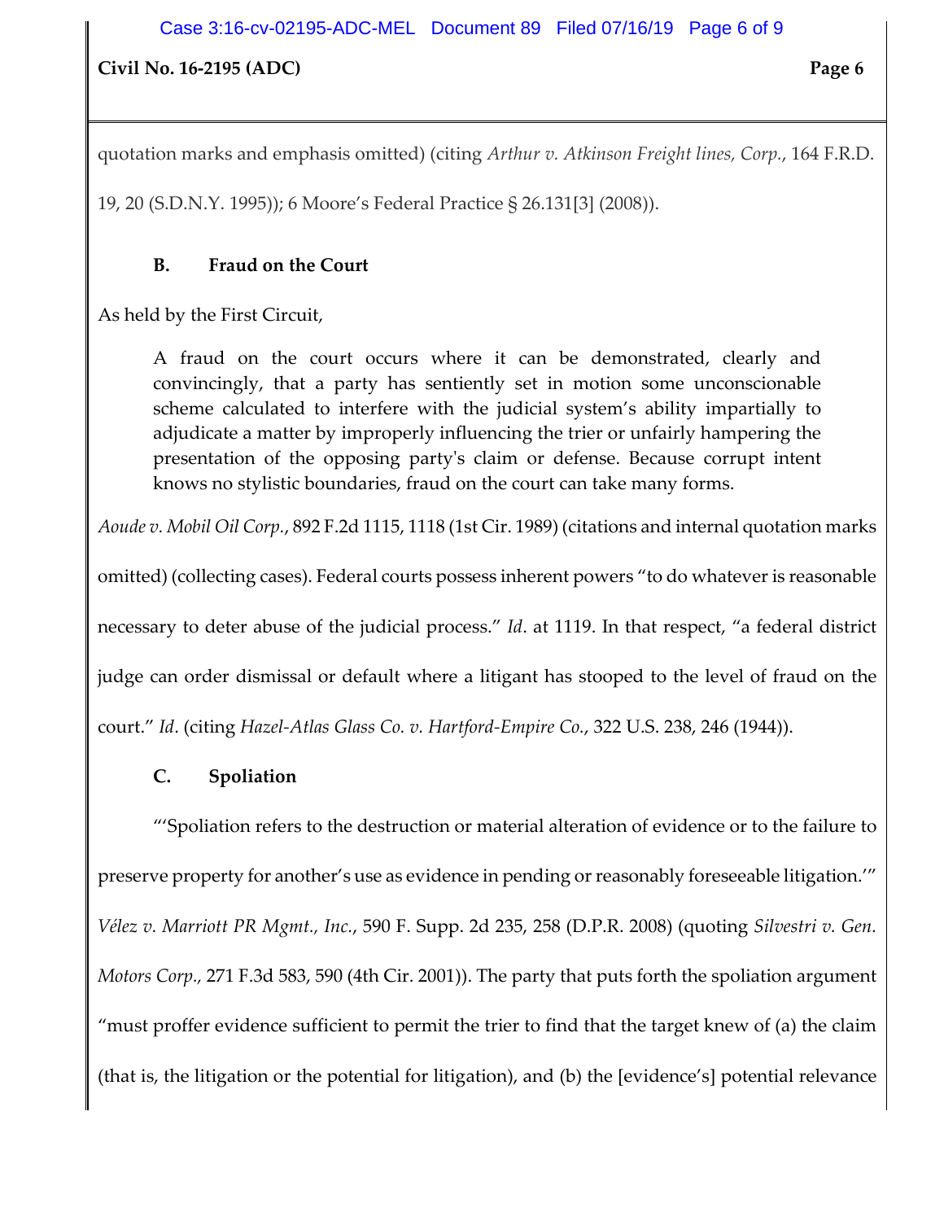quotation marks and emphasis omitted) (citing *Arthur v. Atkinson Freight lines, Corp.*, 164 F.R.D. 19, 20 (S.D.N.Y. 1995)); 6 Moore's Federal Practice § 26.131[3] (2008)).

### B. Fraud on the Court

As held by the First Circuit,

> A fraud on the court occurs where it can be demonstrated, clearly and convincingly, that a party has sentiently set in motion some unconscionable scheme calculated to interfere with the judicial system's ability impartially to adjudicate a matter by improperly influencing the trier or unfairly hampering the presentation of the opposing party's claim or defense. Because corrupt intent knows no stylistic boundaries, fraud on the court can take many forms.

*Aoude v. Mobil Oil Corp.*, 892 F.2d 1115, 1118 (1st Cir. 1989) (citations and internal quotation marks omitted) (collecting cases). Federal courts possess inherent powers "to do whatever is reasonable necessary to deter abuse of the judicial process." *Id*. at 1119. In that respect, "a federal district judge can order dismissal or default where a litigant has stooped to the level of fraud on the court." *Id*. (citing *Hazel-Atlas Glass Co. v. Hartford-Empire Co.*, 322 U.S. 238, 246 (1944)).

### C. Spoliation

"'Spoliation refers to the destruction or material alteration of evidence or to the failure to preserve property for another's use as evidence in pending or reasonably foreseeable litigation.'" *Vélez v. Marriott PR Mgmt., Inc.*, 590 F. Supp. 2d 235, 258 (D.P.R. 2008) (quoting *Silvestri v. Gen. Motors Corp.*, 271 F.3d 583, 590 (4th Cir. 2001)). The party that puts forth the spoliation argument "must proffer evidence sufficient to permit the trier to find that the target knew of (a) the claim (that is, the litigation or the potential for litigation), and (b) the [evidence's] potential relevance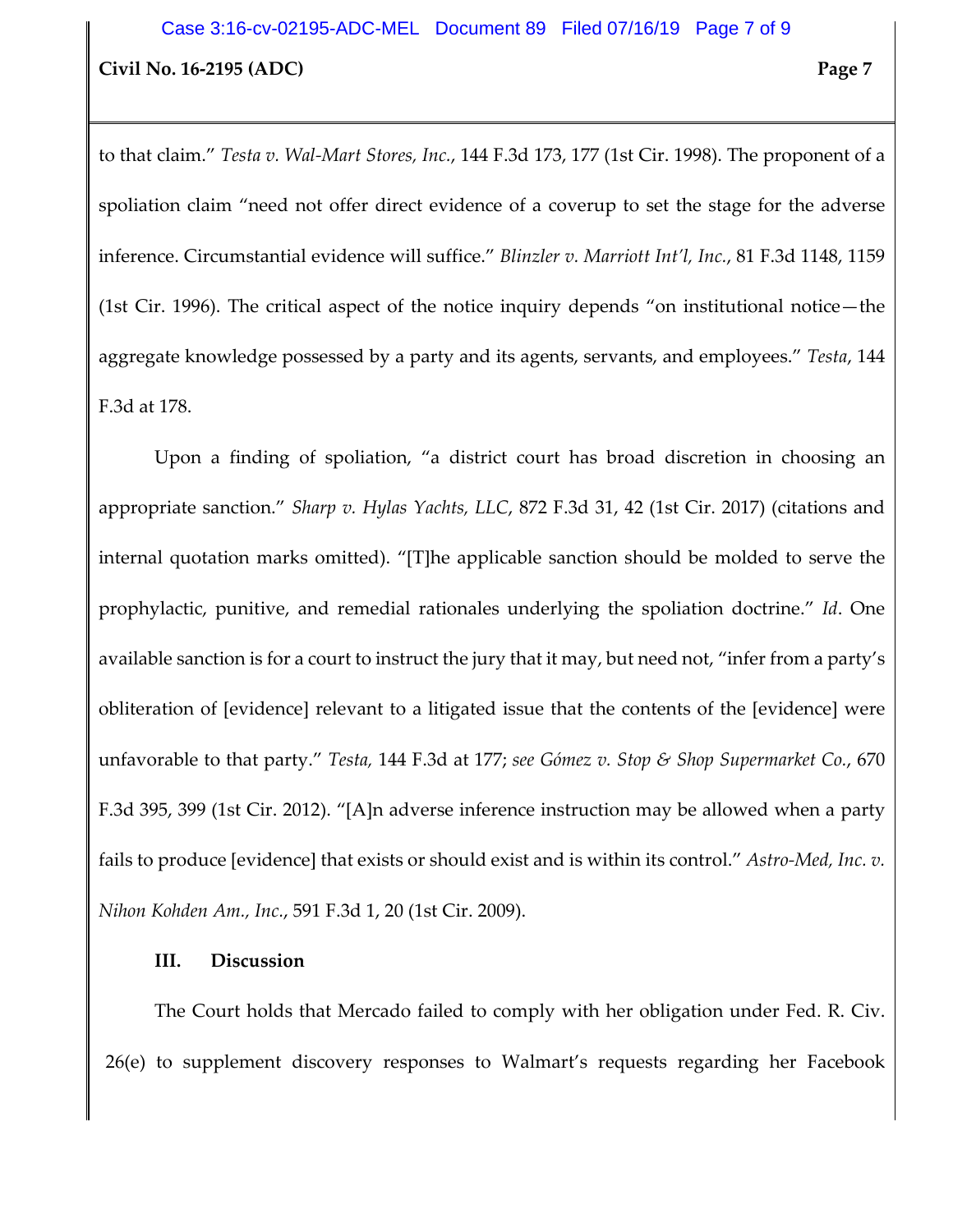to that claim." *Testa v. Wal-Mart Stores, Inc.*, 144 F.3d 173, 177 (1st Cir. 1998). The proponent of a spoliation claim "need not offer direct evidence of a coverup to set the stage for the adverse inference. Circumstantial evidence will suffice." *Blinzler v. Marriott Int'l, Inc.*, 81 F.3d 1148, 1159 (1st Cir. 1996). The critical aspect of the notice inquiry depends "on institutional notice—the aggregate knowledge possessed by a party and its agents, servants, and employees." *Testa*, 144 F.3d at 178.

Upon a finding of spoliation, "a district court has broad discretion in choosing an appropriate sanction." *Sharp v. Hylas Yachts, LLC*, 872 F.3d 31, 42 (1st Cir. 2017) (citations and internal quotation marks omitted). "[T]he applicable sanction should be molded to serve the prophylactic, punitive, and remedial rationales underlying the spoliation doctrine." *Id*. One available sanction is for a court to instruct the jury that it may, but need not, "infer from a party's obliteration of [evidence] relevant to a litigated issue that the contents of the [evidence] were unfavorable to that party." *Testa,* 144 F.3d at 177; *see Gómez v. Stop & Shop Supermarket Co.*, 670 F.3d 395, 399 (1st Cir. 2012). "[A]n adverse inference instruction may be allowed when a party fails to produce [evidence] that exists or should exist and is within its control." *Astro-Med, Inc. v. Nihon Kohden Am., Inc.*, 591 F.3d 1, 20 (1st Cir. 2009).

## III. Discussion

The Court holds that Mercado failed to comply with her obligation under Fed. R. Civ. 26(e) to supplement discovery responses to Walmart's requests regarding her Facebook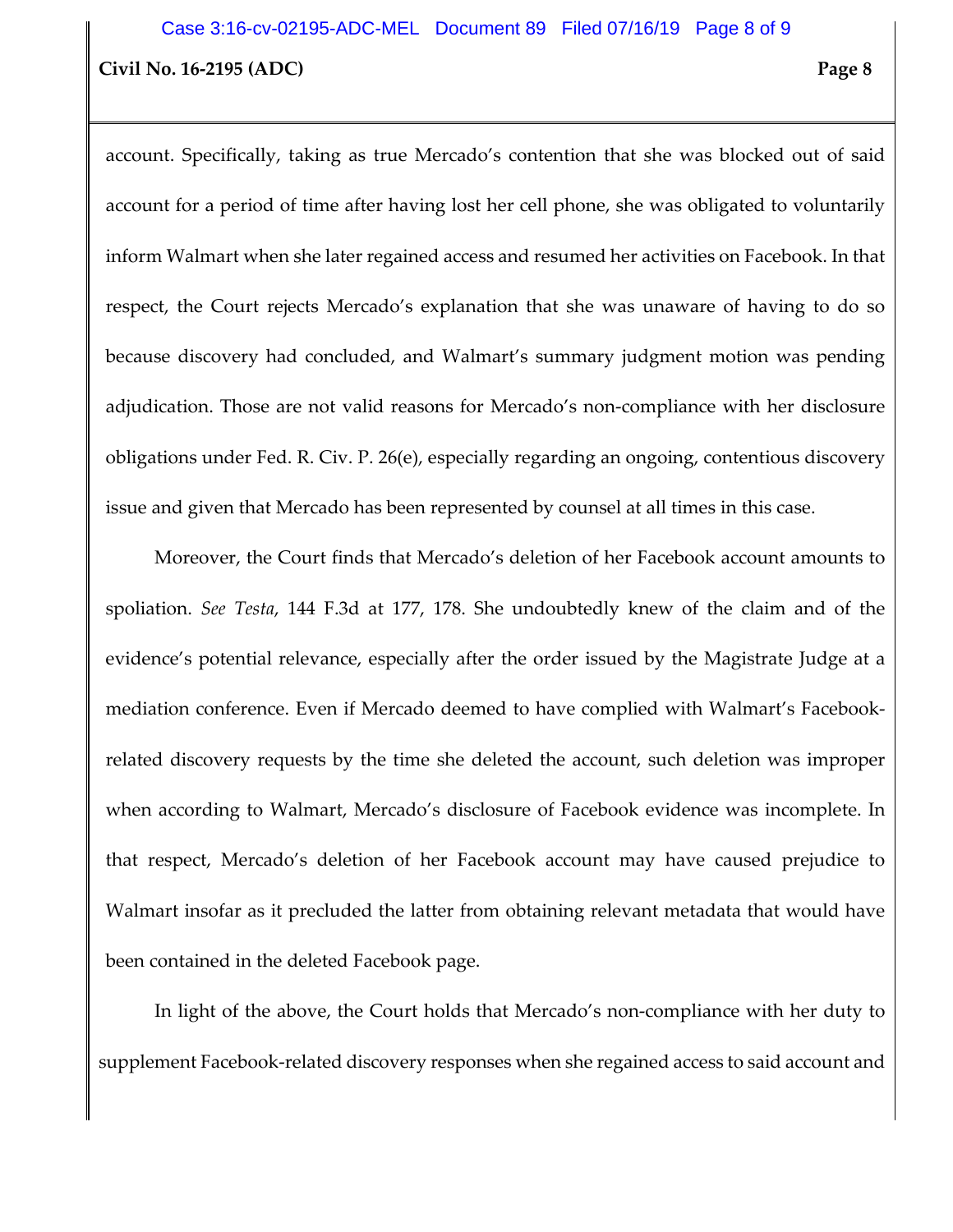account. Specifically, taking as true Mercado's contention that she was blocked out of said account for a period of time after having lost her cell phone, she was obligated to voluntarily inform Walmart when she later regained access and resumed her activities on Facebook. In that respect, the Court rejects Mercado's explanation that she was unaware of having to do so because discovery had concluded, and Walmart's summary judgment motion was pending adjudication. Those are not valid reasons for Mercado's non-compliance with her disclosure obligations under Fed. R. Civ. P. 26(e), especially regarding an ongoing, contentious discovery issue and given that Mercado has been represented by counsel at all times in this case.

Moreover, the Court finds that Mercado's deletion of her Facebook account amounts to spoliation. *See Testa*, 144 F.3d at 177, 178. She undoubtedly knew of the claim and of the evidence's potential relevance, especially after the order issued by the Magistrate Judge at a mediation conference. Even if Mercado deemed to have complied with Walmart's Facebook-related discovery requests by the time she deleted the account, such deletion was improper when according to Walmart, Mercado's disclosure of Facebook evidence was incomplete. In that respect, Mercado's deletion of her Facebook account may have caused prejudice to Walmart insofar as it precluded the latter from obtaining relevant metadata that would have been contained in the deleted Facebook page.

In light of the above, the Court holds that Mercado's non-compliance with her duty to supplement Facebook-related discovery responses when she regained access to said account and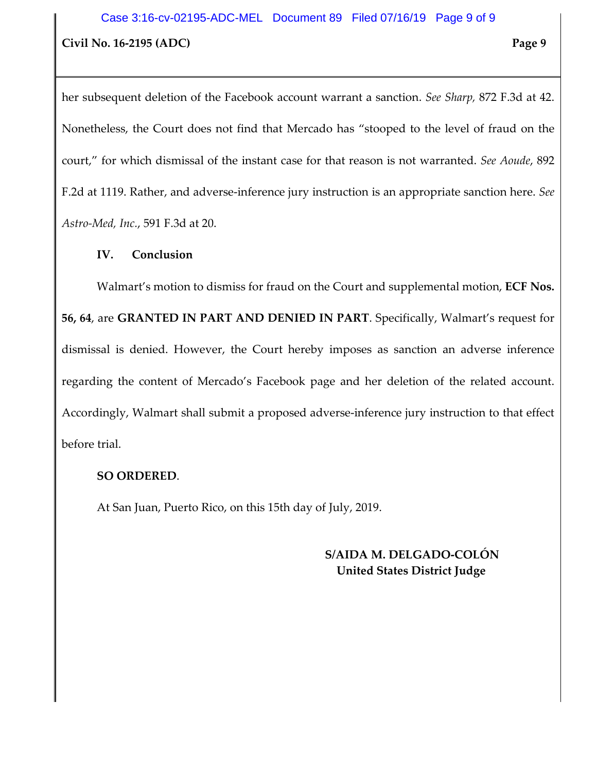her subsequent deletion of the Facebook account warrant a sanction. *See Sharp,* 872 F.3d at 42. Nonetheless, the Court does not find that Mercado has "stooped to the level of fraud on the court," for which dismissal of the instant case for that reason is not warranted. *See Aoude*, 892 F.2d at 1119. Rather, and adverse-inference jury instruction is an appropriate sanction here. *See Astro-Med, Inc*., 591 F.3d at 20.

## IV. Conclusion

Walmart's motion to dismiss for fraud on the Court and supplemental motion, **ECF Nos. 56, 64**, are **GRANTED IN PART AND DENIED IN PART**. Specifically, Walmart's request for dismissal is denied. However, the Court hereby imposes as sanction an adverse inference regarding the content of Mercado's Facebook page and her deletion of the related account. Accordingly, Walmart shall submit a proposed adverse-inference jury instruction to that effect before trial.

**SO ORDERED**.

At San Juan, Puerto Rico, on this 15th day of July, 2019.

**S/AIDA M. DELGADO-COLÓN**
**United States District Judge**